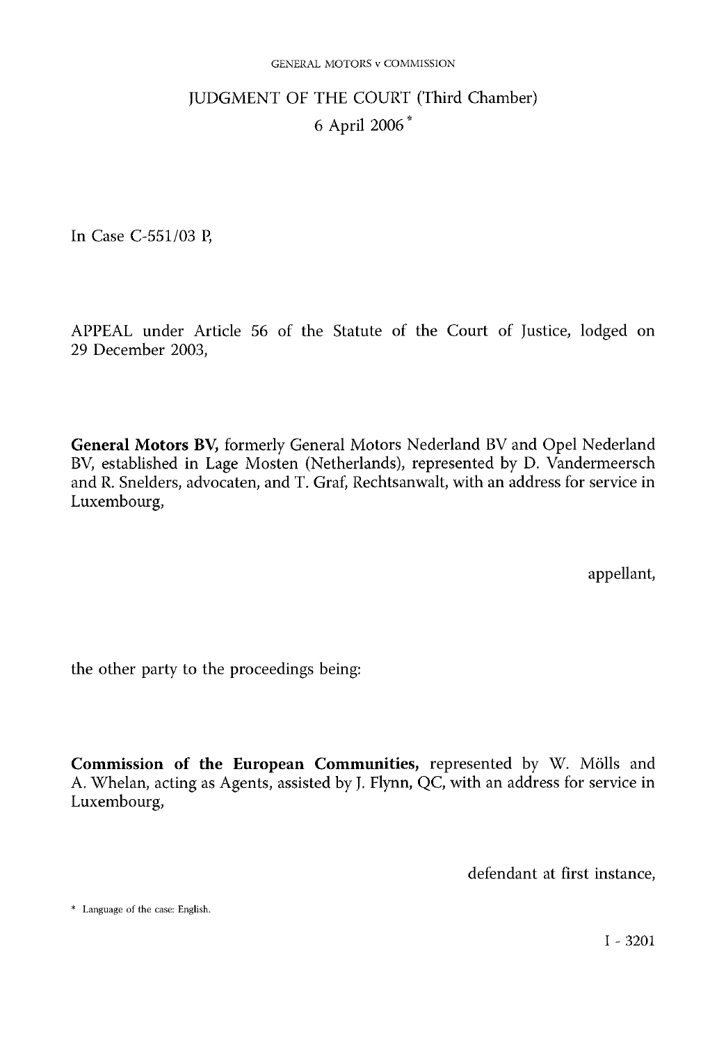# JUDGMENT OF THE COURT (Third Chamber)

## 6 April 2006 *

In Case C-551/03 P,

APPEAL under Article 56 of the Statute of the Court of Justice, lodged on 29 December 2003,

**General Motors BV,** formerly General Motors Nederland BV and Opel Nederland BV, established in Lage Mosten (Netherlands), represented by D. Vandermeersch and R. Snelders, advocaten, and T. Graf, Rechtsanwalt, with an address for service in Luxembourg,

appellant,

the other party to the proceedings being:

**Commission of the European Communities,** represented by W. Mölls and A. Whelan, acting as Agents, assisted by J. Flynn, QC, with an address for service in Luxembourg,

defendant at first instance,

* Language of the case: English.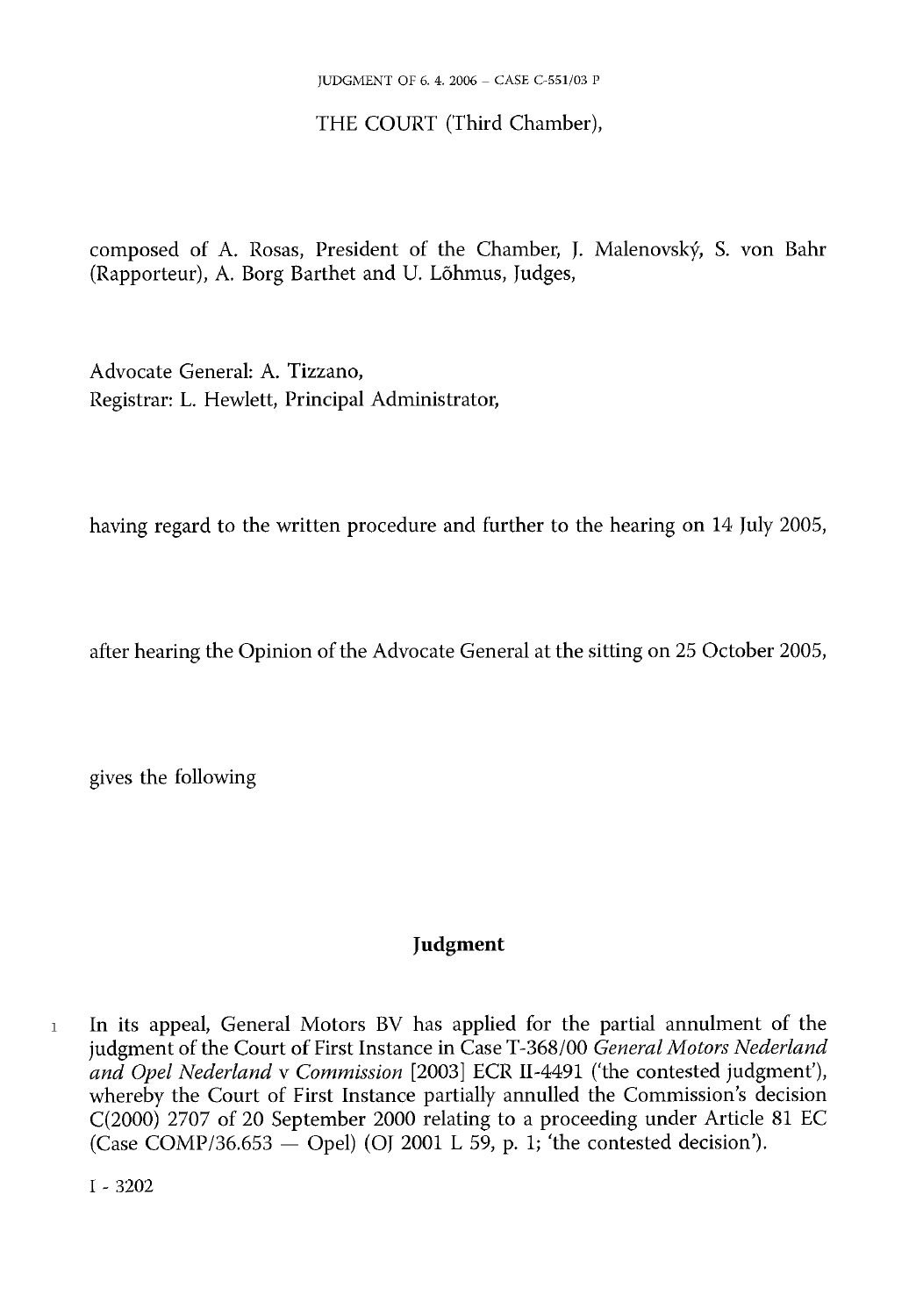THE COURT (Third Chamber),

composed of A. Rosas, President of the Chamber, J. Malenovský, S. von Bahr (Rapporteur), A. Borg Barthet and U. Lõhmus, Judges,

Advocate General: A. Tizzano,
Registrar: L. Hewlett, Principal Administrator,

having regard to the written procedure and further to the hearing on 14 July 2005,

after hearing the Opinion of the Advocate General at the sitting on 25 October 2005,

gives the following

## Judgment

1 In its appeal, General Motors BV has applied for the partial annulment of the judgment of the Court of First Instance in Case T-368/00 *General Motors Nederland and Opel Nederland* v *Commission* [2003] ECR II-4491 ('the contested judgment'), whereby the Court of First Instance partially annulled the Commission's decision C(2000) 2707 of 20 September 2000 relating to a proceeding under Article 81 EC (Case COMP/36.653 — Opel) (OJ 2001 L 59, p. 1; 'the contested decision').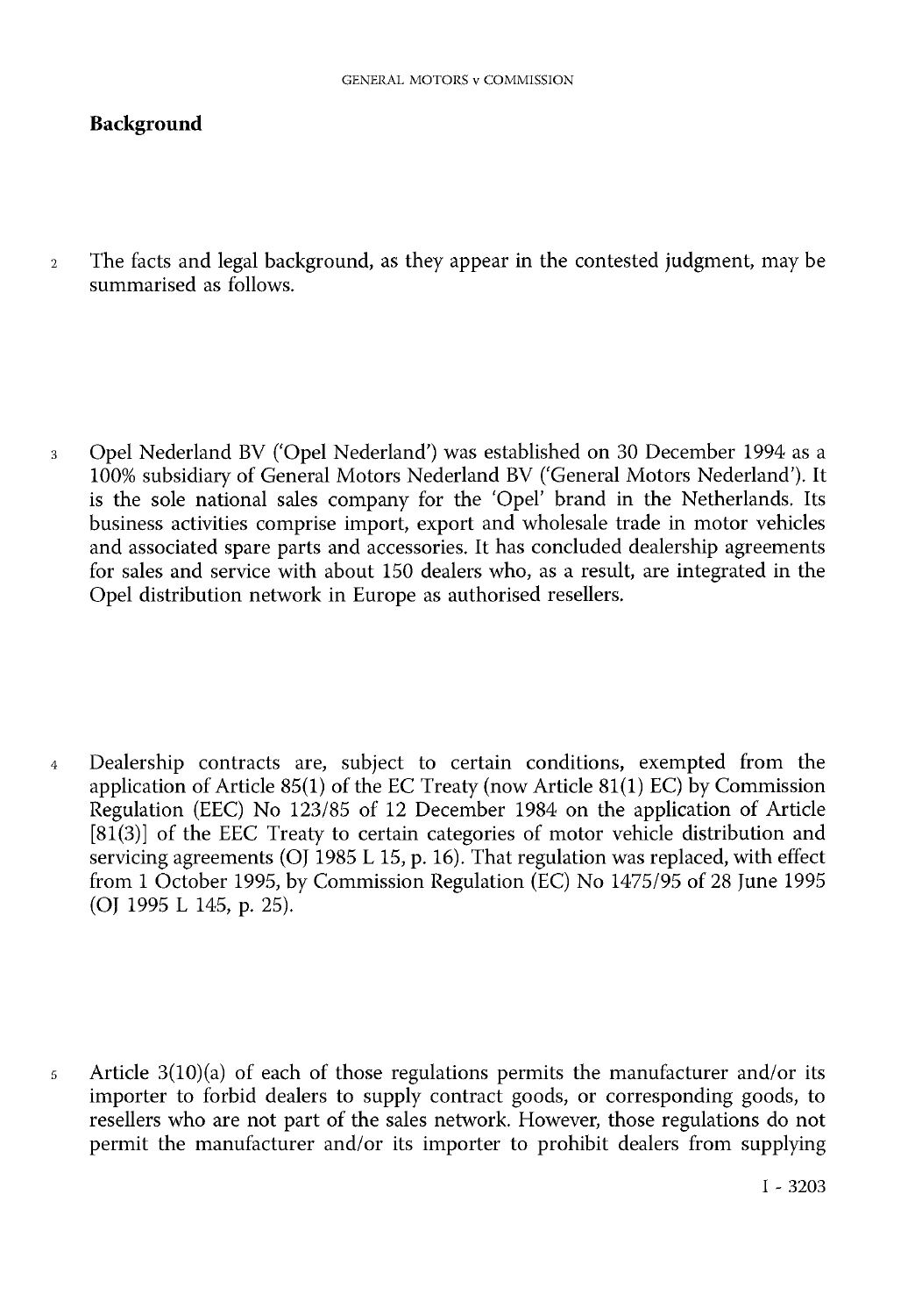## Background

2 The facts and legal background, as they appear in the contested judgment, may be summarised as follows.

3 Opel Nederland BV ('Opel Nederland') was established on 30 December 1994 as a 100% subsidiary of General Motors Nederland BV ('General Motors Nederland'). It is the sole national sales company for the 'Opel' brand in the Netherlands. Its business activities comprise import, export and wholesale trade in motor vehicles and associated spare parts and accessories. It has concluded dealership agreements for sales and service with about 150 dealers who, as a result, are integrated in the Opel distribution network in Europe as authorised resellers.

4 Dealership contracts are, subject to certain conditions, exempted from the application of Article 85(1) of the EC Treaty (now Article 81(1) EC) by Commission Regulation (EEC) No 123/85 of 12 December 1984 on the application of Article [81(3)] of the EEC Treaty to certain categories of motor vehicle distribution and servicing agreements (OJ 1985 L 15, p. 16). That regulation was replaced, with effect from 1 October 1995, by Commission Regulation (EC) No 1475/95 of 28 June 1995 (OJ 1995 L 145, p. 25).

5 Article 3(10)(a) of each of those regulations permits the manufacturer and/or its importer to forbid dealers to supply contract goods, or corresponding goods, to resellers who are not part of the sales network. However, those regulations do not permit the manufacturer and/or its importer to prohibit dealers from supplying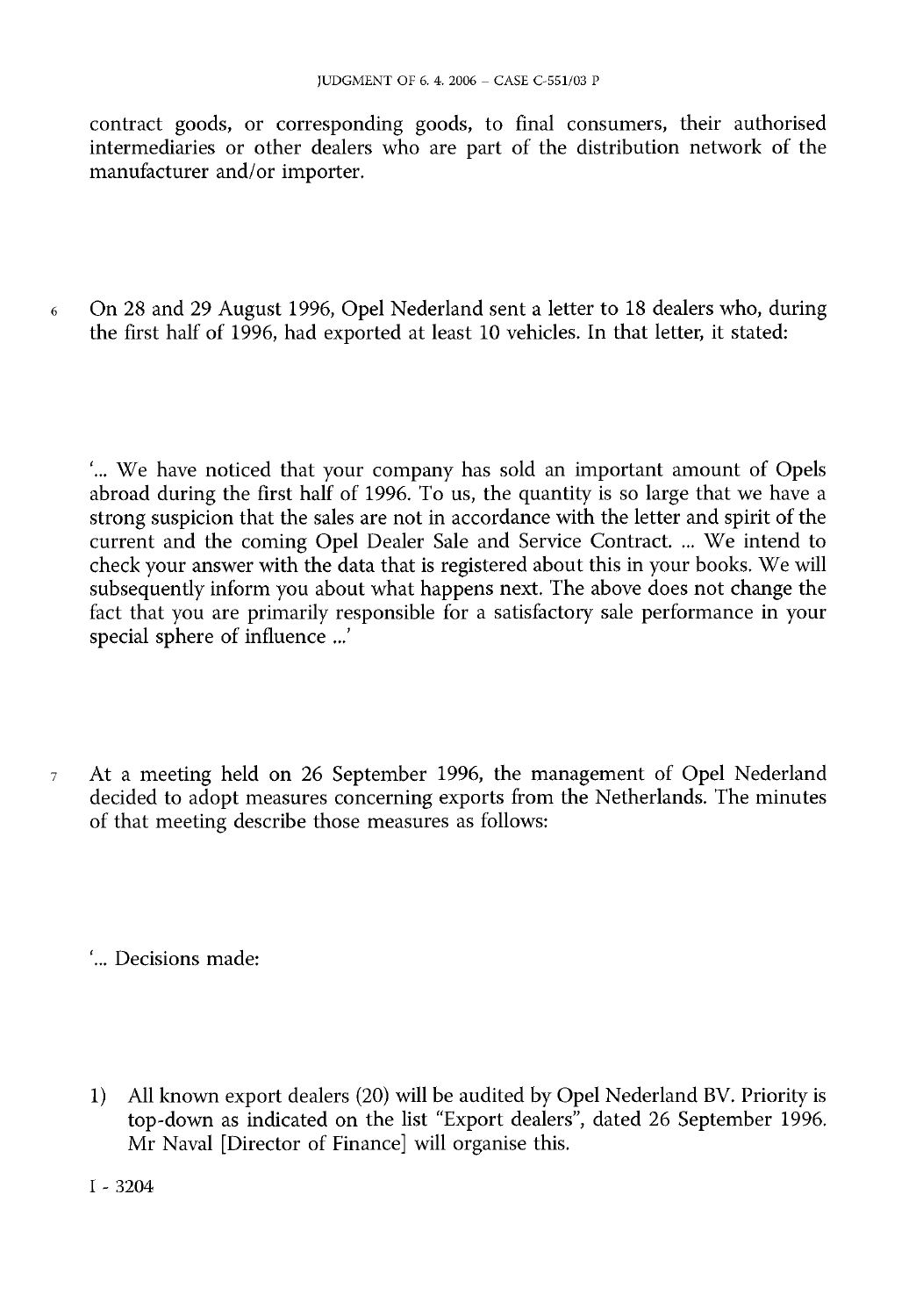contract goods, or corresponding goods, to final consumers, their authorised intermediaries or other dealers who are part of the distribution network of the manufacturer and/or importer.

6 On 28 and 29 August 1996, Opel Nederland sent a letter to 18 dealers who, during the first half of 1996, had exported at least 10 vehicles. In that letter, it stated:

'... We have noticed that your company has sold an important amount of Opels abroad during the first half of 1996. To us, the quantity is so large that we have a strong suspicion that the sales are not in accordance with the letter and spirit of the current and the coming Opel Dealer Sale and Service Contract. ... We intend to check your answer with the data that is registered about this in your books. We will subsequently inform you about what happens next. The above does not change the fact that you are primarily responsible for a satisfactory sale performance in your special sphere of influence ...'

7 At a meeting held on 26 September 1996, the management of Opel Nederland decided to adopt measures concerning exports from the Netherlands. The minutes of that meeting describe those measures as follows:

'... Decisions made:

1) All known export dealers (20) will be audited by Opel Nederland BV. Priority is top-down as indicated on the list "Export dealers", dated 26 September 1996. Mr Naval [Director of Finance] will organise this.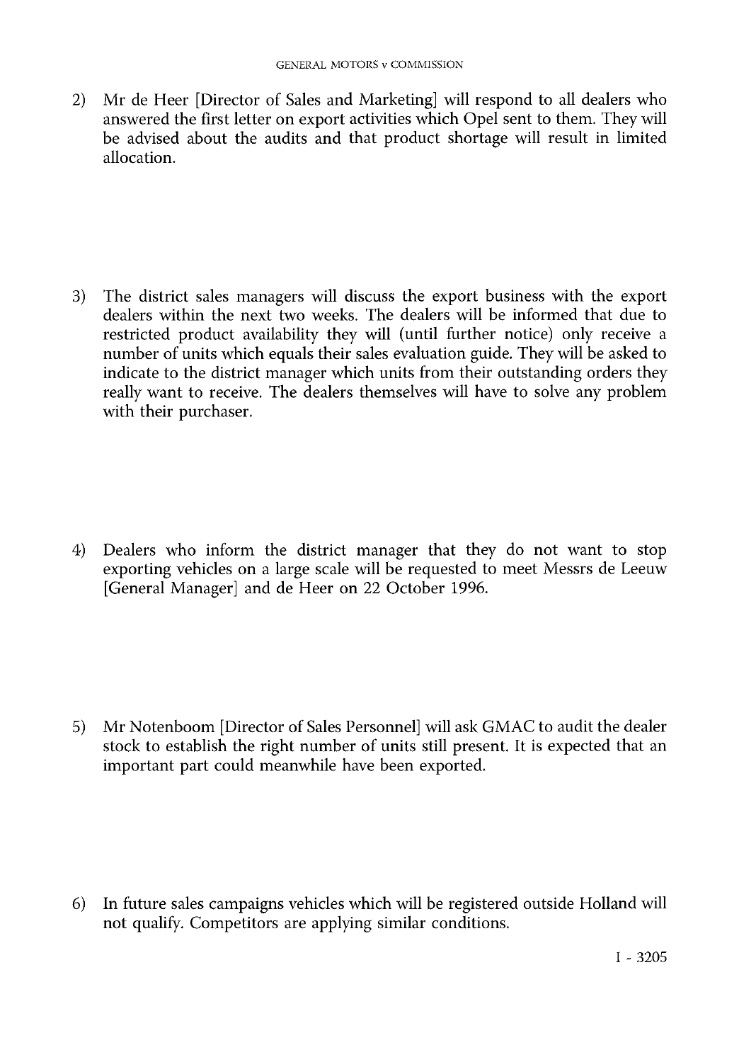2) Mr de Heer [Director of Sales and Marketing] will respond to all dealers who answered the first letter on export activities which Opel sent to them. They will be advised about the audits and that product shortage will result in limited allocation.

3) The district sales managers will discuss the export business with the export dealers within the next two weeks. The dealers will be informed that due to restricted product availability they will (until further notice) only receive a number of units which equals their sales evaluation guide. They will be asked to indicate to the district manager which units from their outstanding orders they really want to receive. The dealers themselves will have to solve any problem with their purchaser.

4) Dealers who inform the district manager that they do not want to stop exporting vehicles on a large scale will be requested to meet Messrs de Leeuw [General Manager] and de Heer on 22 October 1996.

5) Mr Notenboom [Director of Sales Personnel] will ask GMAC to audit the dealer stock to establish the right number of units still present. It is expected that an important part could meanwhile have been exported.

6) In future sales campaigns vehicles which will be registered outside Holland will not qualify. Competitors are applying similar conditions.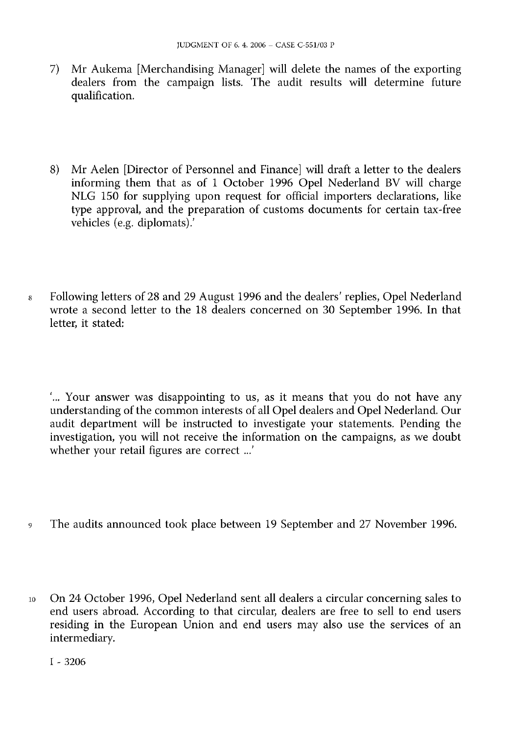7) Mr Aukema [Merchandising Manager] will delete the names of the exporting dealers from the campaign lists. The audit results will determine future qualification.

8) Mr Aelen [Director of Personnel and Finance] will draft a letter to the dealers informing them that as of 1 October 1996 Opel Nederland BV will charge NLG 150 for supplying upon request for official importers declarations, like type approval, and the preparation of customs documents for certain tax-free vehicles (e.g. diplomats).'

8 Following letters of 28 and 29 August 1996 and the dealers' replies, Opel Nederland wrote a second letter to the 18 dealers concerned on 30 September 1996. In that letter, it stated:

'... Your answer was disappointing to us, as it means that you do not have any understanding of the common interests of all Opel dealers and Opel Nederland. Our audit department will be instructed to investigate your statements. Pending the investigation, you will not receive the information on the campaigns, as we doubt whether your retail figures are correct ...'

9 The audits announced took place between 19 September and 27 November 1996.

10 On 24 October 1996, Opel Nederland sent all dealers a circular concerning sales to end users abroad. According to that circular, dealers are free to sell to end users residing in the European Union and end users may also use the services of an intermediary.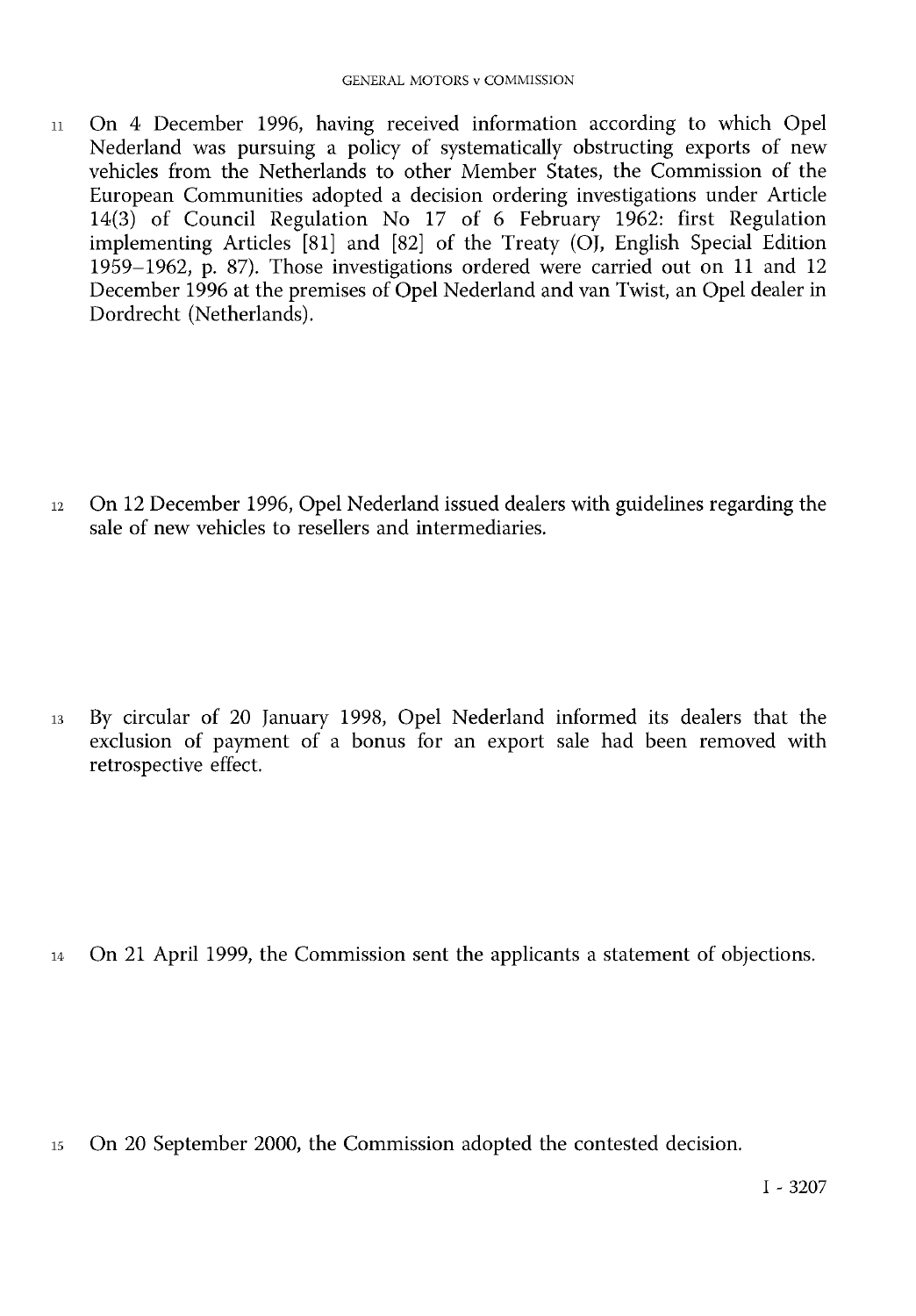11 On 4 December 1996, having received information according to which Opel Nederland was pursuing a policy of systematically obstructing exports of new vehicles from the Netherlands to other Member States, the Commission of the European Communities adopted a decision ordering investigations under Article 14(3) of Council Regulation No 17 of 6 February 1962: first Regulation implementing Articles [81] and [82] of the Treaty (OJ, English Special Edition 1959–1962, p. 87). Those investigations ordered were carried out on 11 and 12 December 1996 at the premises of Opel Nederland and van Twist, an Opel dealer in Dordrecht (Netherlands).

12 On 12 December 1996, Opel Nederland issued dealers with guidelines regarding the sale of new vehicles to resellers and intermediaries.

13 By circular of 20 January 1998, Opel Nederland informed its dealers that the exclusion of payment of a bonus for an export sale had been removed with retrospective effect.

14 On 21 April 1999, the Commission sent the applicants a statement of objections.

15 On 20 September 2000, the Commission adopted the contested decision.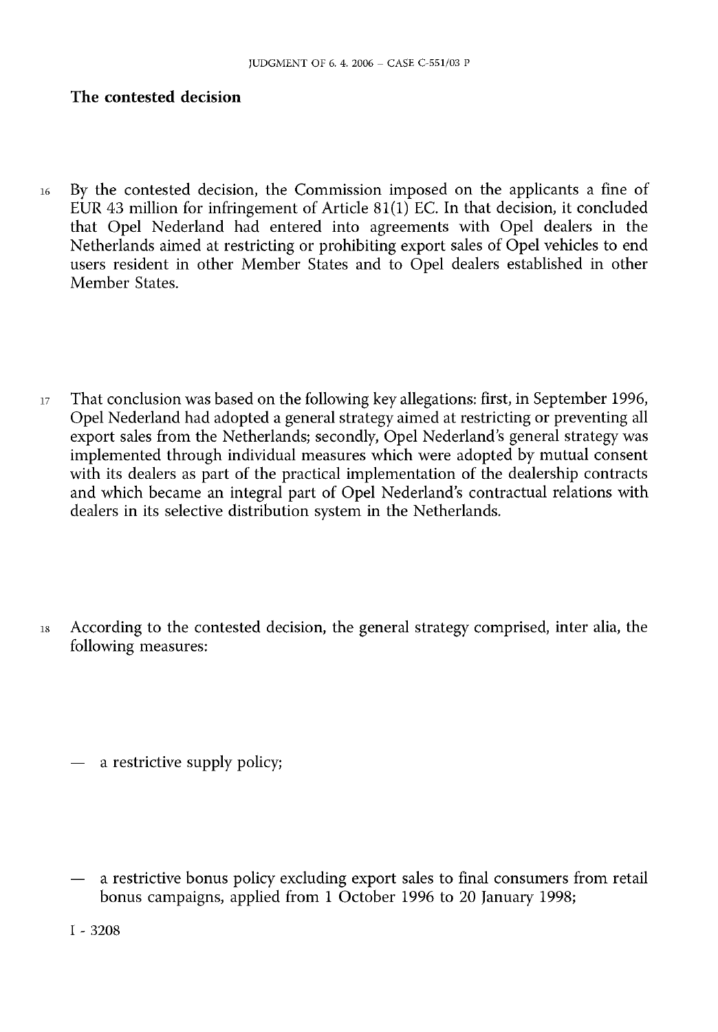## The contested decision

16 By the contested decision, the Commission imposed on the applicants a fine of EUR 43 million for infringement of Article 81(1) EC. In that decision, it concluded that Opel Nederland had entered into agreements with Opel dealers in the Netherlands aimed at restricting or prohibiting export sales of Opel vehicles to end users resident in other Member States and to Opel dealers established in other Member States.

17 That conclusion was based on the following key allegations: first, in September 1996, Opel Nederland had adopted a general strategy aimed at restricting or preventing all export sales from the Netherlands; secondly, Opel Nederland's general strategy was implemented through individual measures which were adopted by mutual consent with its dealers as part of the practical implementation of the dealership contracts and which became an integral part of Opel Nederland's contractual relations with dealers in its selective distribution system in the Netherlands.

18 According to the contested decision, the general strategy comprised, inter alia, the following measures:

— a restrictive supply policy;

— a restrictive bonus policy excluding export sales to final consumers from retail bonus campaigns, applied from 1 October 1996 to 20 January 1998;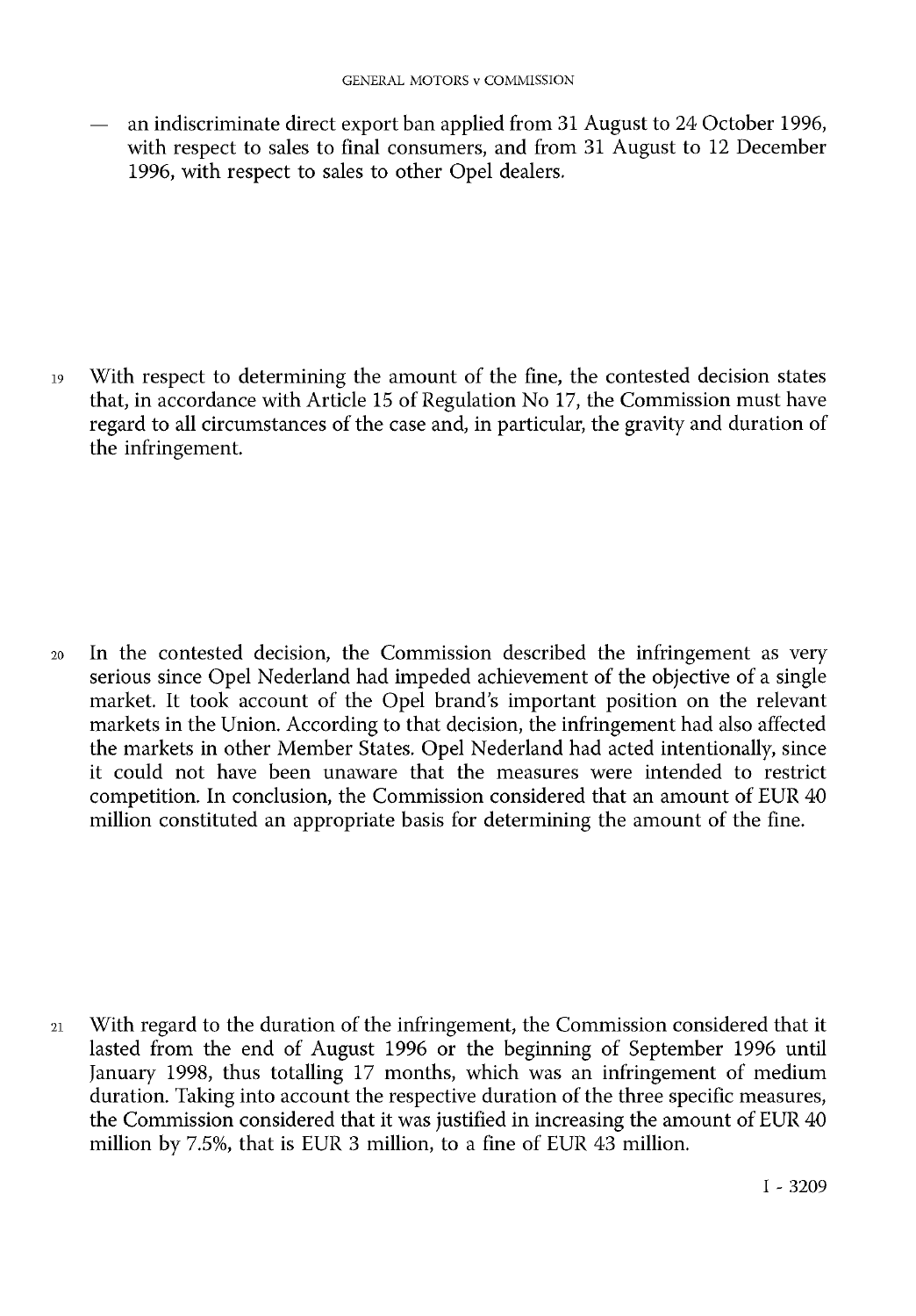— an indiscriminate direct export ban applied from 31 August to 24 October 1996, with respect to sales to final consumers, and from 31 August to 12 December 1996, with respect to sales to other Opel dealers.

19 With respect to determining the amount of the fine, the contested decision states that, in accordance with Article 15 of Regulation No 17, the Commission must have regard to all circumstances of the case and, in particular, the gravity and duration of the infringement.

20 In the contested decision, the Commission described the infringement as very serious since Opel Nederland had impeded achievement of the objective of a single market. It took account of the Opel brand's important position on the relevant markets in the Union. According to that decision, the infringement had also affected the markets in other Member States. Opel Nederland had acted intentionally, since it could not have been unaware that the measures were intended to restrict competition. In conclusion, the Commission considered that an amount of EUR 40 million constituted an appropriate basis for determining the amount of the fine.

21 With regard to the duration of the infringement, the Commission considered that it lasted from the end of August 1996 or the beginning of September 1996 until January 1998, thus totalling 17 months, which was an infringement of medium duration. Taking into account the respective duration of the three specific measures, the Commission considered that it was justified in increasing the amount of EUR 40 million by 7.5%, that is EUR 3 million, to a fine of EUR 43 million.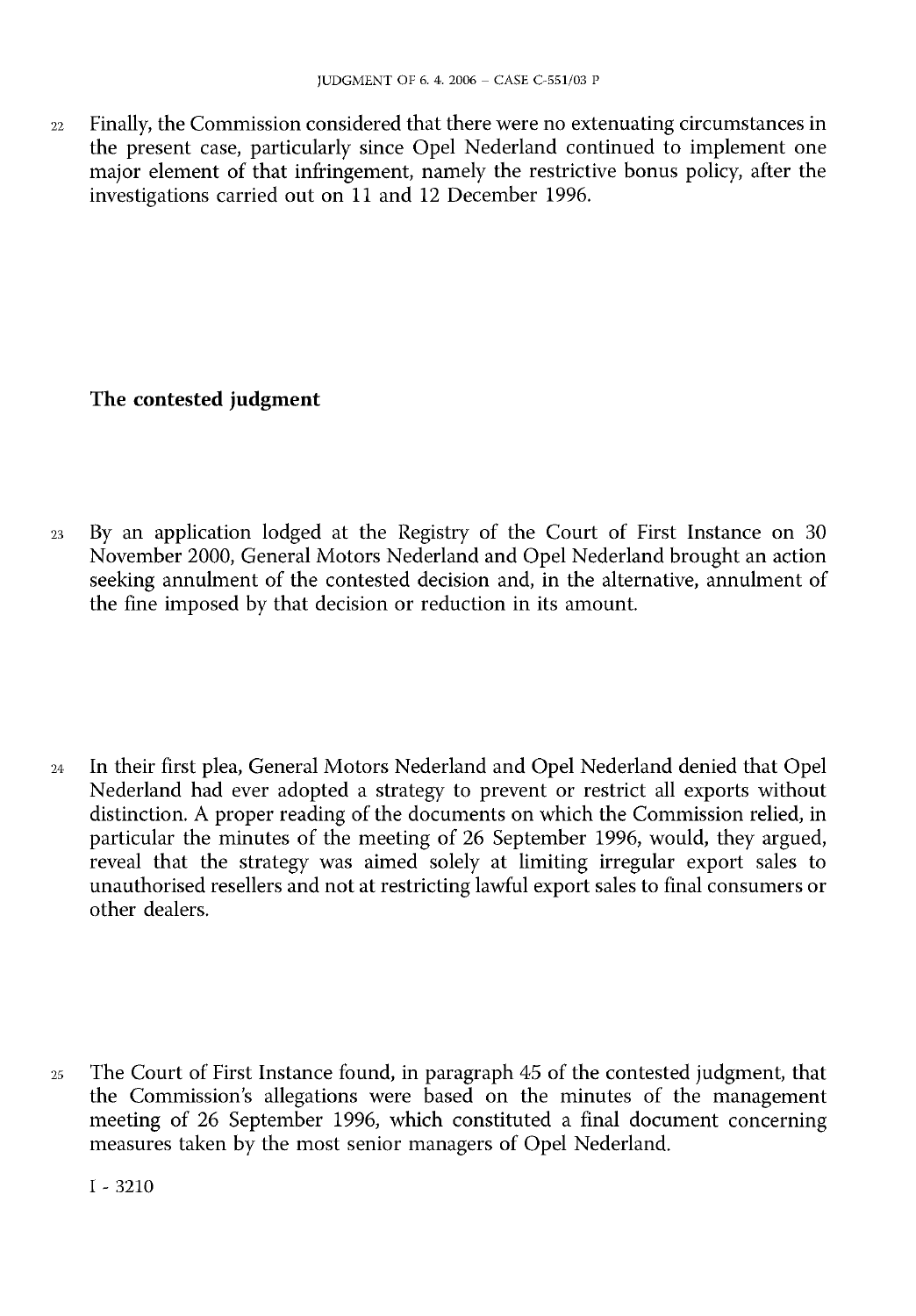22 Finally, the Commission considered that there were no extenuating circumstances in the present case, particularly since Opel Nederland continued to implement one major element of that infringement, namely the restrictive bonus policy, after the investigations carried out on 11 and 12 December 1996.

**The contested judgment**

23 By an application lodged at the Registry of the Court of First Instance on 30 November 2000, General Motors Nederland and Opel Nederland brought an action seeking annulment of the contested decision and, in the alternative, annulment of the fine imposed by that decision or reduction in its amount.

24 In their first plea, General Motors Nederland and Opel Nederland denied that Opel Nederland had ever adopted a strategy to prevent or restrict all exports without distinction. A proper reading of the documents on which the Commission relied, in particular the minutes of the meeting of 26 September 1996, would, they argued, reveal that the strategy was aimed solely at limiting irregular export sales to unauthorised resellers and not at restricting lawful export sales to final consumers or other dealers.

25 The Court of First Instance found, in paragraph 45 of the contested judgment, that the Commission's allegations were based on the minutes of the management meeting of 26 September 1996, which constituted a final document concerning measures taken by the most senior managers of Opel Nederland.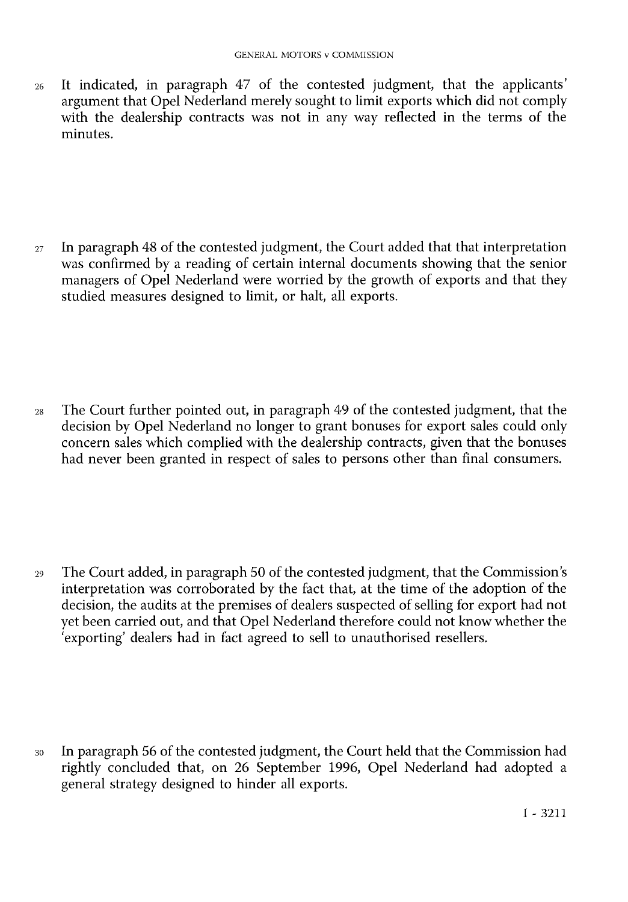26 It indicated, in paragraph 47 of the contested judgment, that the applicants' argument that Opel Nederland merely sought to limit exports which did not comply with the dealership contracts was not in any way reflected in the terms of the minutes.

27 In paragraph 48 of the contested judgment, the Court added that that interpretation was confirmed by a reading of certain internal documents showing that the senior managers of Opel Nederland were worried by the growth of exports and that they studied measures designed to limit, or halt, all exports.

28 The Court further pointed out, in paragraph 49 of the contested judgment, that the decision by Opel Nederland no longer to grant bonuses for export sales could only concern sales which complied with the dealership contracts, given that the bonuses had never been granted in respect of sales to persons other than final consumers.

29 The Court added, in paragraph 50 of the contested judgment, that the Commission's interpretation was corroborated by the fact that, at the time of the adoption of the decision, the audits at the premises of dealers suspected of selling for export had not yet been carried out, and that Opel Nederland therefore could not know whether the 'exporting' dealers had in fact agreed to sell to unauthorised resellers.

30 In paragraph 56 of the contested judgment, the Court held that the Commission had rightly concluded that, on 26 September 1996, Opel Nederland had adopted a general strategy designed to hinder all exports.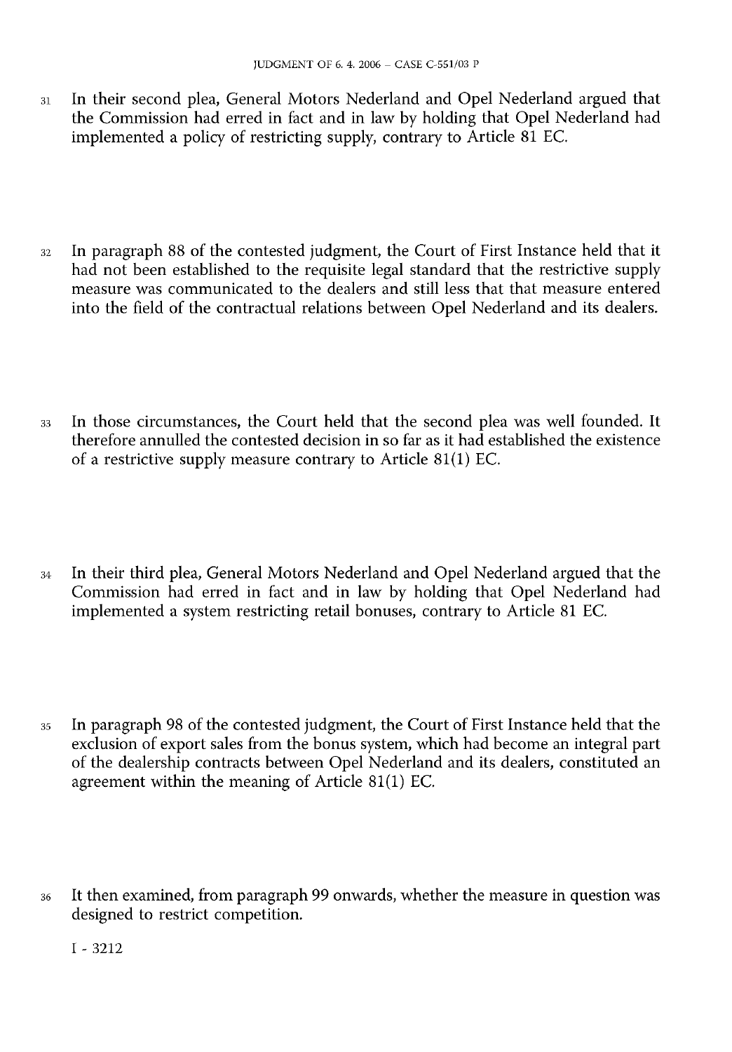31 In their second plea, General Motors Nederland and Opel Nederland argued that the Commission had erred in fact and in law by holding that Opel Nederland had implemented a policy of restricting supply, contrary to Article 81 EC.

32 In paragraph 88 of the contested judgment, the Court of First Instance held that it had not been established to the requisite legal standard that the restrictive supply measure was communicated to the dealers and still less that that measure entered into the field of the contractual relations between Opel Nederland and its dealers.

33 In those circumstances, the Court held that the second plea was well founded. It therefore annulled the contested decision in so far as it had established the existence of a restrictive supply measure contrary to Article 81(1) EC.

34 In their third plea, General Motors Nederland and Opel Nederland argued that the Commission had erred in fact and in law by holding that Opel Nederland had implemented a system restricting retail bonuses, contrary to Article 81 EC.

35 In paragraph 98 of the contested judgment, the Court of First Instance held that the exclusion of export sales from the bonus system, which had become an integral part of the dealership contracts between Opel Nederland and its dealers, constituted an agreement within the meaning of Article 81(1) EC.

36 It then examined, from paragraph 99 onwards, whether the measure in question was designed to restrict competition.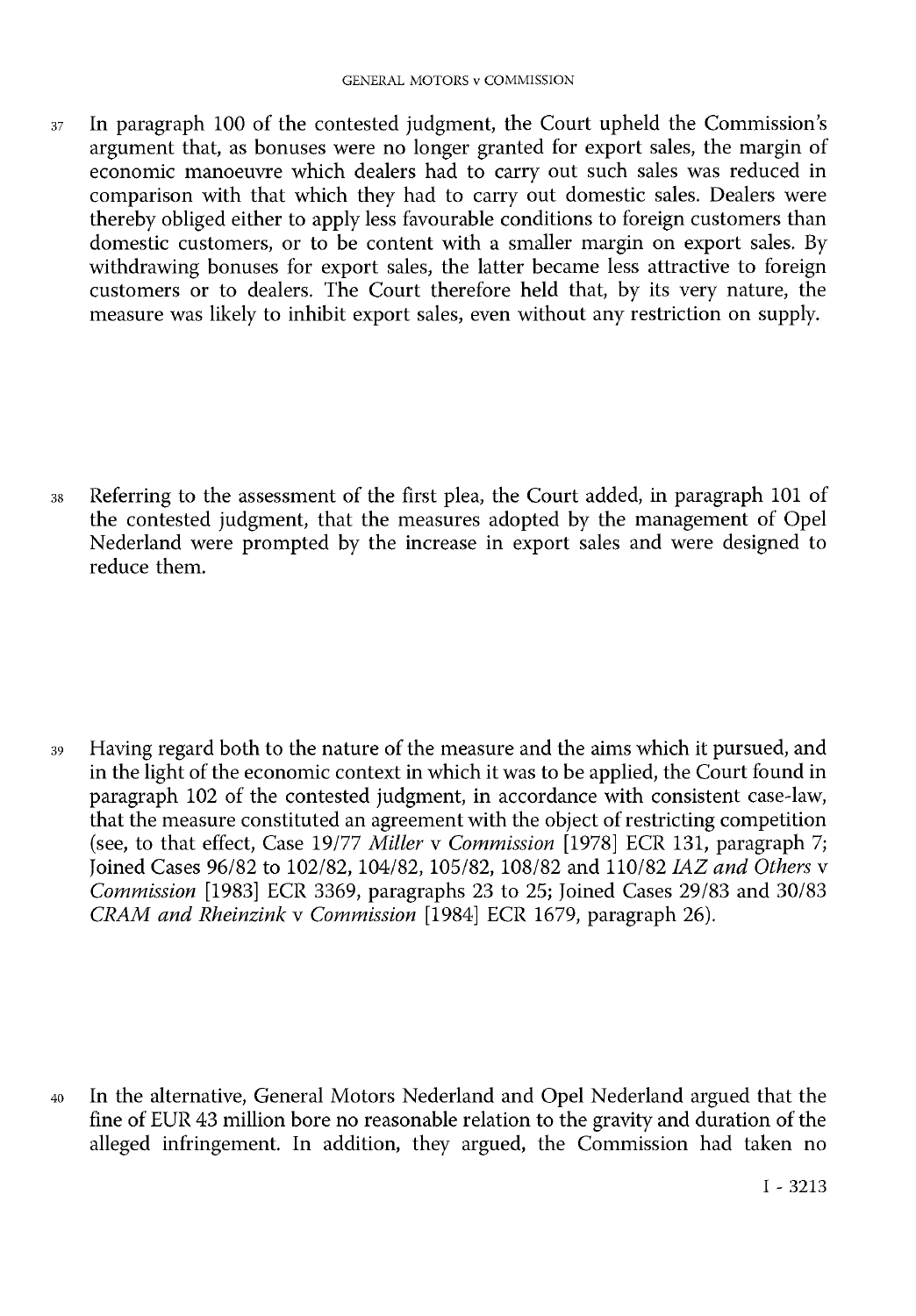37 In paragraph 100 of the contested judgment, the Court upheld the Commission's argument that, as bonuses were no longer granted for export sales, the margin of economic manoeuvre which dealers had to carry out such sales was reduced in comparison with that which they had to carry out domestic sales. Dealers were thereby obliged either to apply less favourable conditions to foreign customers than domestic customers, or to be content with a smaller margin on export sales. By withdrawing bonuses for export sales, the latter became less attractive to foreign customers or to dealers. The Court therefore held that, by its very nature, the measure was likely to inhibit export sales, even without any restriction on supply.

38 Referring to the assessment of the first plea, the Court added, in paragraph 101 of the contested judgment, that the measures adopted by the management of Opel Nederland were prompted by the increase in export sales and were designed to reduce them.

39 Having regard both to the nature of the measure and the aims which it pursued, and in the light of the economic context in which it was to be applied, the Court found in paragraph 102 of the contested judgment, in accordance with consistent case-law, that the measure constituted an agreement with the object of restricting competition (see, to that effect, Case 19/77 *Miller* v *Commission* [1978] ECR 131, paragraph 7; Joined Cases 96/82 to 102/82, 104/82, 105/82, 108/82 and 110/82 *IAZ and Others* v *Commission* [1983] ECR 3369, paragraphs 23 to 25; Joined Cases 29/83 and 30/83 *CRAM and Rheinzink* v *Commission* [1984] ECR 1679, paragraph 26).

40 In the alternative, General Motors Nederland and Opel Nederland argued that the fine of EUR 43 million bore no reasonable relation to the gravity and duration of the alleged infringement. In addition, they argued, the Commission had taken no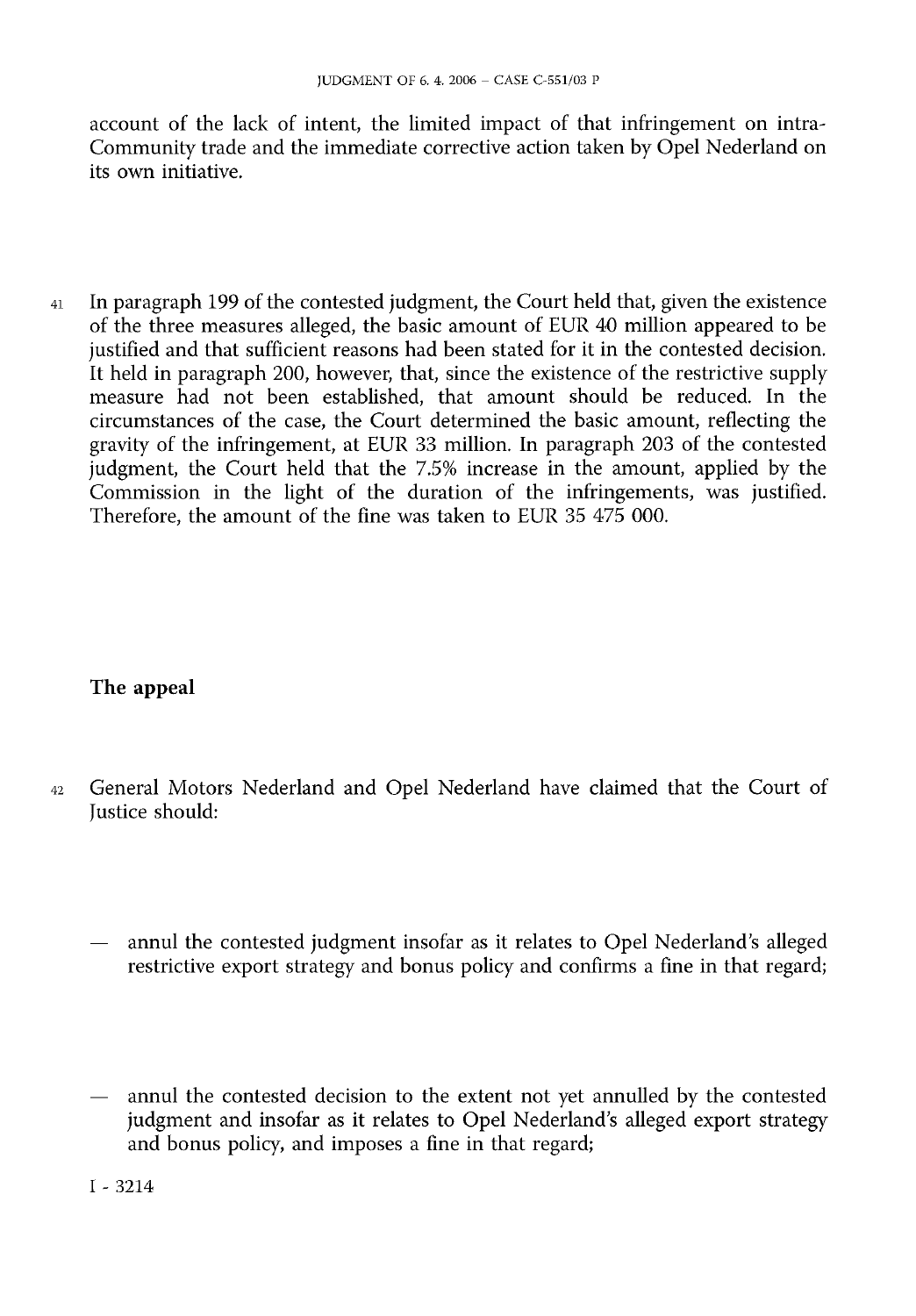account of the lack of intent, the limited impact of that infringement on intra-Community trade and the immediate corrective action taken by Opel Nederland on its own initiative.

41 In paragraph 199 of the contested judgment, the Court held that, given the existence of the three measures alleged, the basic amount of EUR 40 million appeared to be justified and that sufficient reasons had been stated for it in the contested decision. It held in paragraph 200, however, that, since the existence of the restrictive supply measure had not been established, that amount should be reduced. In the circumstances of the case, the Court determined the basic amount, reflecting the gravity of the infringement, at EUR 33 million. In paragraph 203 of the contested judgment, the Court held that the 7.5% increase in the amount, applied by the Commission in the light of the duration of the infringements, was justified. Therefore, the amount of the fine was taken to EUR 35 475 000.

## The appeal

42 General Motors Nederland and Opel Nederland have claimed that the Court of Justice should:

— annul the contested judgment insofar as it relates to Opel Nederland's alleged restrictive export strategy and bonus policy and confirms a fine in that regard;

— annul the contested decision to the extent not yet annulled by the contested judgment and insofar as it relates to Opel Nederland's alleged export strategy and bonus policy, and imposes a fine in that regard;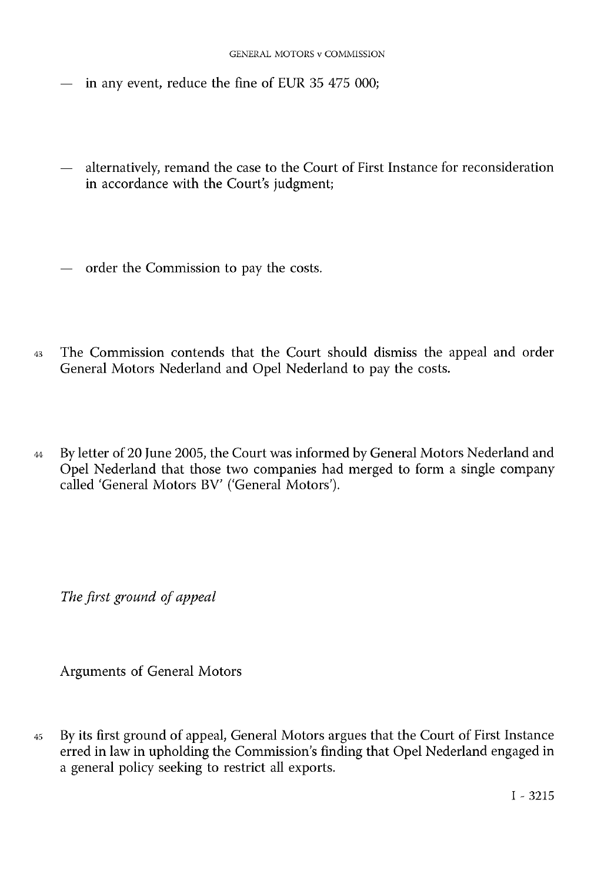- in any event, reduce the fine of EUR 35 475 000;

- alternatively, remand the case to the Court of First Instance for reconsideration in accordance with the Court's judgment;

- order the Commission to pay the costs.

43 The Commission contends that the Court should dismiss the appeal and order General Motors Nederland and Opel Nederland to pay the costs.

44 By letter of 20 June 2005, the Court was informed by General Motors Nederland and Opel Nederland that those two companies had merged to form a single company called 'General Motors BV' ('General Motors').

*The first ground of appeal*

Arguments of General Motors

45 By its first ground of appeal, General Motors argues that the Court of First Instance erred in law in upholding the Commission's finding that Opel Nederland engaged in a general policy seeking to restrict all exports.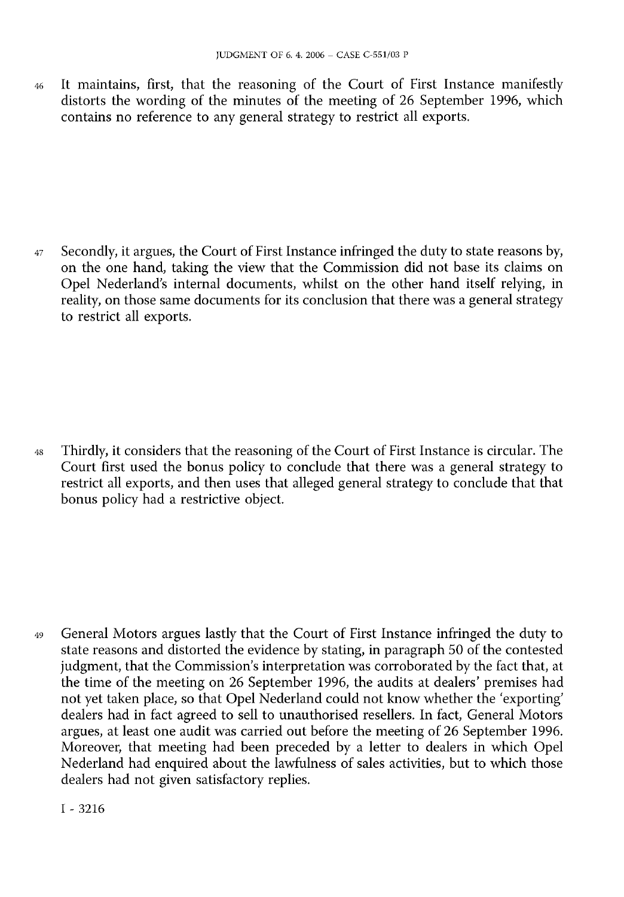46 It maintains, first, that the reasoning of the Court of First Instance manifestly distorts the wording of the minutes of the meeting of 26 September 1996, which contains no reference to any general strategy to restrict all exports.

47 Secondly, it argues, the Court of First Instance infringed the duty to state reasons by, on the one hand, taking the view that the Commission did not base its claims on Opel Nederland's internal documents, whilst on the other hand itself relying, in reality, on those same documents for its conclusion that there was a general strategy to restrict all exports.

48 Thirdly, it considers that the reasoning of the Court of First Instance is circular. The Court first used the bonus policy to conclude that there was a general strategy to restrict all exports, and then uses that alleged general strategy to conclude that that bonus policy had a restrictive object.

49 General Motors argues lastly that the Court of First Instance infringed the duty to state reasons and distorted the evidence by stating, in paragraph 50 of the contested judgment, that the Commission's interpretation was corroborated by the fact that, at the time of the meeting on 26 September 1996, the audits at dealers' premises had not yet taken place, so that Opel Nederland could not know whether the 'exporting' dealers had in fact agreed to sell to unauthorised resellers. In fact, General Motors argues, at least one audit was carried out before the meeting of 26 September 1996. Moreover, that meeting had been preceded by a letter to dealers in which Opel Nederland had enquired about the lawfulness of sales activities, but to which those dealers had not given satisfactory replies.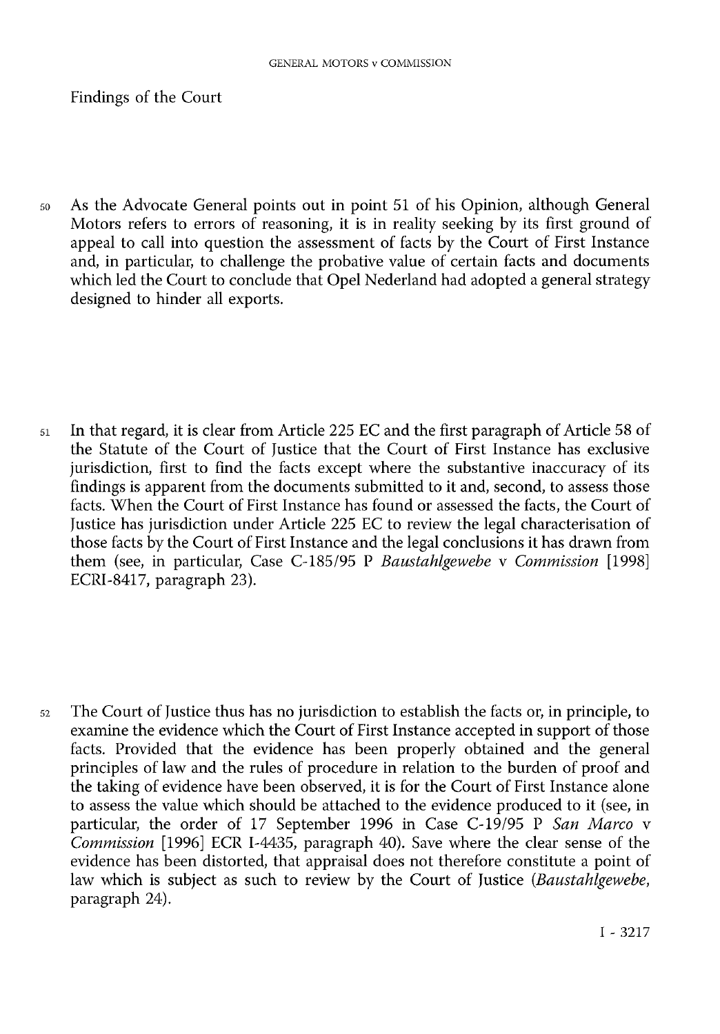Findings of the Court

50 As the Advocate General points out in point 51 of his Opinion, although General Motors refers to errors of reasoning, it is in reality seeking by its first ground of appeal to call into question the assessment of facts by the Court of First Instance and, in particular, to challenge the probative value of certain facts and documents which led the Court to conclude that Opel Nederland had adopted a general strategy designed to hinder all exports.

51 In that regard, it is clear from Article 225 EC and the first paragraph of Article 58 of the Statute of the Court of Justice that the Court of First Instance has exclusive jurisdiction, first to find the facts except where the substantive inaccuracy of its findings is apparent from the documents submitted to it and, second, to assess those facts. When the Court of First Instance has found or assessed the facts, the Court of Justice has jurisdiction under Article 225 EC to review the legal characterisation of those facts by the Court of First Instance and the legal conclusions it has drawn from them (see, in particular, Case C-185/95 P *Baustahlgewebe* v *Commission* [1998] ECRI-8417, paragraph 23).

52 The Court of Justice thus has no jurisdiction to establish the facts or, in principle, to examine the evidence which the Court of First Instance accepted in support of those facts. Provided that the evidence has been properly obtained and the general principles of law and the rules of procedure in relation to the burden of proof and the taking of evidence have been observed, it is for the Court of First Instance alone to assess the value which should be attached to the evidence produced to it (see, in particular, the order of 17 September 1996 in Case C-19/95 P *San Marco* v *Commission* [1996] ECR I-4435, paragraph 40). Save where the clear sense of the evidence has been distorted, that appraisal does not therefore constitute a point of law which is subject as such to review by the Court of Justice (*Baustahlgewebe*, paragraph 24).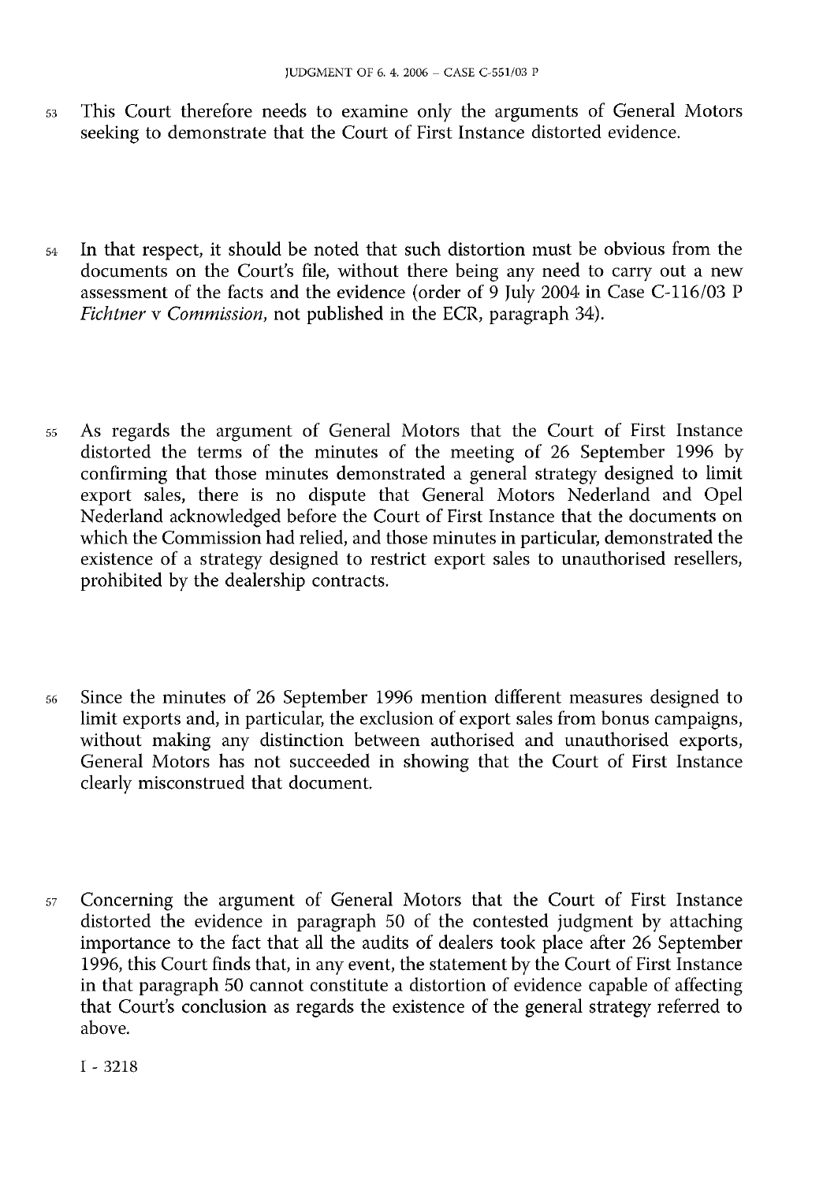53 This Court therefore needs to examine only the arguments of General Motors seeking to demonstrate that the Court of First Instance distorted evidence.

54 In that respect, it should be noted that such distortion must be obvious from the documents on the Court's file, without there being any need to carry out a new assessment of the facts and the evidence (order of 9 July 2004 in Case C-116/03 P *Fichtner* v *Commission*, not published in the ECR, paragraph 34).

55 As regards the argument of General Motors that the Court of First Instance distorted the terms of the minutes of the meeting of 26 September 1996 by confirming that those minutes demonstrated a general strategy designed to limit export sales, there is no dispute that General Motors Nederland and Opel Nederland acknowledged before the Court of First Instance that the documents on which the Commission had relied, and those minutes in particular, demonstrated the existence of a strategy designed to restrict export sales to unauthorised resellers, prohibited by the dealership contracts.

56 Since the minutes of 26 September 1996 mention different measures designed to limit exports and, in particular, the exclusion of export sales from bonus campaigns, without making any distinction between authorised and unauthorised exports, General Motors has not succeeded in showing that the Court of First Instance clearly misconstrued that document.

57 Concerning the argument of General Motors that the Court of First Instance distorted the evidence in paragraph 50 of the contested judgment by attaching importance to the fact that all the audits of dealers took place after 26 September 1996, this Court finds that, in any event, the statement by the Court of First Instance in that paragraph 50 cannot constitute a distortion of evidence capable of affecting that Court's conclusion as regards the existence of the general strategy referred to above.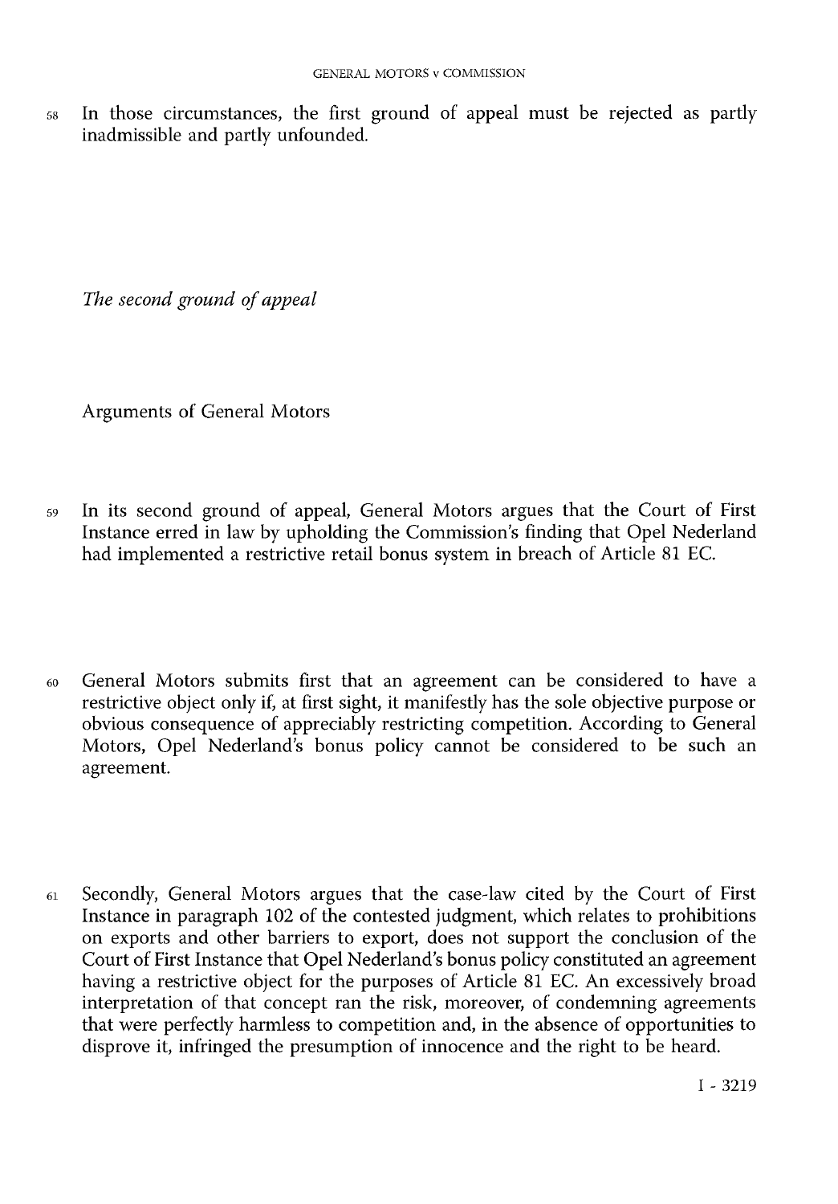58 In those circumstances, the first ground of appeal must be rejected as partly inadmissible and partly unfounded.

*The second ground of appeal*

Arguments of General Motors

59 In its second ground of appeal, General Motors argues that the Court of First Instance erred in law by upholding the Commission's finding that Opel Nederland had implemented a restrictive retail bonus system in breach of Article 81 EC.

60 General Motors submits first that an agreement can be considered to have a restrictive object only if, at first sight, it manifestly has the sole objective purpose or obvious consequence of appreciably restricting competition. According to General Motors, Opel Nederland's bonus policy cannot be considered to be such an agreement.

61 Secondly, General Motors argues that the case-law cited by the Court of First Instance in paragraph 102 of the contested judgment, which relates to prohibitions on exports and other barriers to export, does not support the conclusion of the Court of First Instance that Opel Nederland's bonus policy constituted an agreement having a restrictive object for the purposes of Article 81 EC. An excessively broad interpretation of that concept ran the risk, moreover, of condemning agreements that were perfectly harmless to competition and, in the absence of opportunities to disprove it, infringed the presumption of innocence and the right to be heard.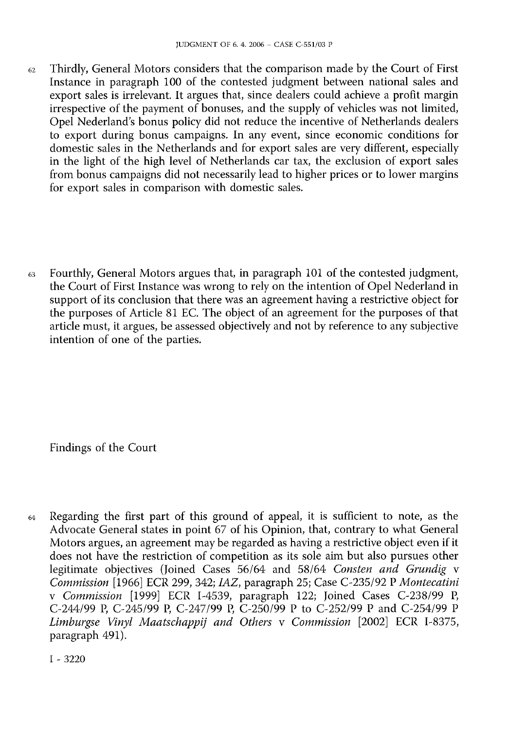62 Thirdly, General Motors considers that the comparison made by the Court of First Instance in paragraph 100 of the contested judgment between national sales and export sales is irrelevant. It argues that, since dealers could achieve a profit margin irrespective of the payment of bonuses, and the supply of vehicles was not limited, Opel Nederland's bonus policy did not reduce the incentive of Netherlands dealers to export during bonus campaigns. In any event, since economic conditions for domestic sales in the Netherlands and for export sales are very different, especially in the light of the high level of Netherlands car tax, the exclusion of export sales from bonus campaigns did not necessarily lead to higher prices or to lower margins for export sales in comparison with domestic sales.

63 Fourthly, General Motors argues that, in paragraph 101 of the contested judgment, the Court of First Instance was wrong to rely on the intention of Opel Nederland in support of its conclusion that there was an agreement having a restrictive object for the purposes of Article 81 EC. The object of an agreement for the purposes of that article must, it argues, be assessed objectively and not by reference to any subjective intention of one of the parties.

Findings of the Court

64 Regarding the first part of this ground of appeal, it is sufficient to note, as the Advocate General states in point 67 of his Opinion, that, contrary to what General Motors argues, an agreement may be regarded as having a restrictive object even if it does not have the restriction of competition as its sole aim but also pursues other legitimate objectives (Joined Cases 56/64 and 58/64 *Consten and Grundig* v *Commission* [1966] ECR 299, 342; *IAZ*, paragraph 25; Case C-235/92 P *Montecatini* v *Commission* [1999] ECR I-4539, paragraph 122; Joined Cases C-238/99 P, C-244/99 P, C-245/99 P, C-247/99 P, C-250/99 P to C-252/99 P and C-254/99 P *Limburgse Vinyl Maatschappij and Others* v *Commission* [2002] ECR I-8375, paragraph 491).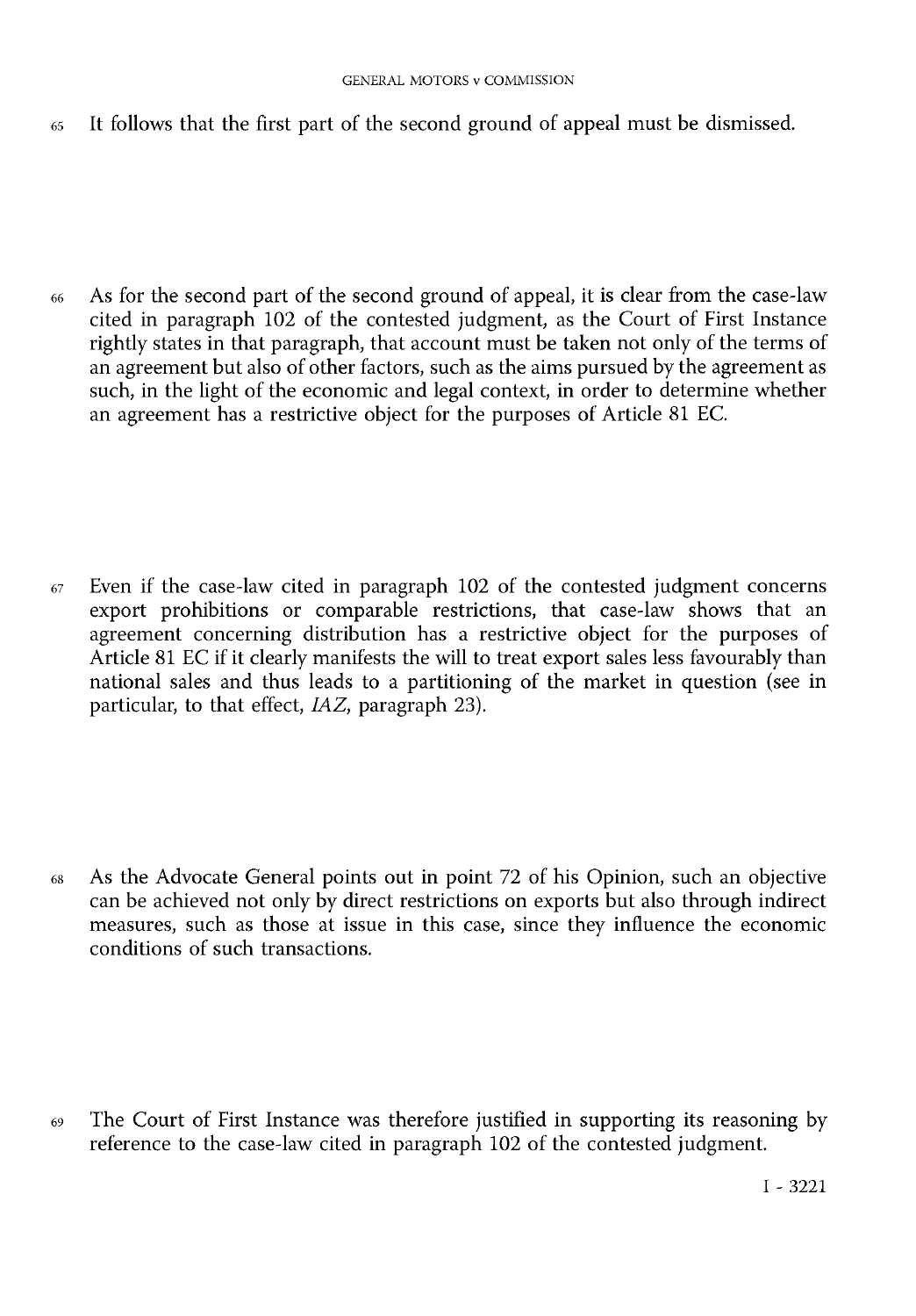65 It follows that the first part of the second ground of appeal must be dismissed.

66 As for the second part of the second ground of appeal, it is clear from the case-law cited in paragraph 102 of the contested judgment, as the Court of First Instance rightly states in that paragraph, that account must be taken not only of the terms of an agreement but also of other factors, such as the aims pursued by the agreement as such, in the light of the economic and legal context, in order to determine whether an agreement has a restrictive object for the purposes of Article 81 EC.

67 Even if the case-law cited in paragraph 102 of the contested judgment concerns export prohibitions or comparable restrictions, that case-law shows that an agreement concerning distribution has a restrictive object for the purposes of Article 81 EC if it clearly manifests the will to treat export sales less favourably than national sales and thus leads to a partitioning of the market in question (see in particular, to that effect, *IAZ*, paragraph 23).

68 As the Advocate General points out in point 72 of his Opinion, such an objective can be achieved not only by direct restrictions on exports but also through indirect measures, such as those at issue in this case, since they influence the economic conditions of such transactions.

69 The Court of First Instance was therefore justified in supporting its reasoning by reference to the case-law cited in paragraph 102 of the contested judgment.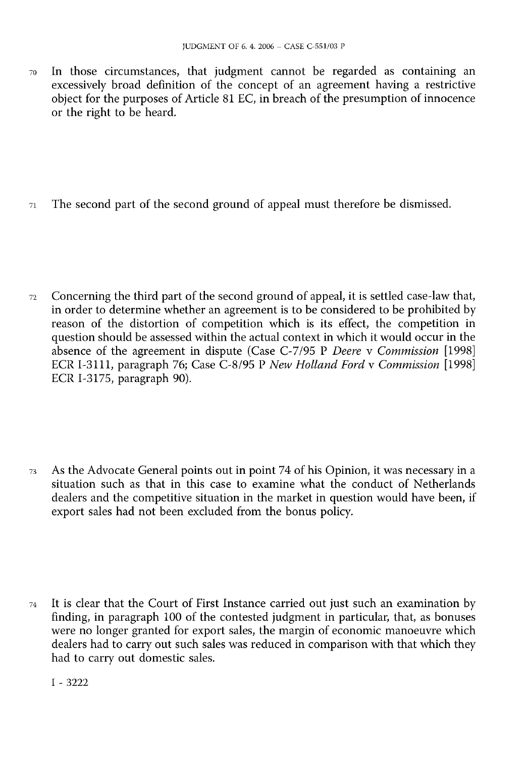70 In those circumstances, that judgment cannot be regarded as containing an excessively broad definition of the concept of an agreement having a restrictive object for the purposes of Article 81 EC, in breach of the presumption of innocence or the right to be heard.

71 The second part of the second ground of appeal must therefore be dismissed.

72 Concerning the third part of the second ground of appeal, it is settled case-law that, in order to determine whether an agreement is to be considered to be prohibited by reason of the distortion of competition which is its effect, the competition in question should be assessed within the actual context in which it would occur in the absence of the agreement in dispute (Case C-7/95 P *Deere* v *Commission* [1998] ECR I-3111, paragraph 76; Case C-8/95 P *New Holland Ford* v *Commission* [1998] ECR I-3175, paragraph 90).

73 As the Advocate General points out in point 74 of his Opinion, it was necessary in a situation such as that in this case to examine what the conduct of Netherlands dealers and the competitive situation in the market in question would have been, if export sales had not been excluded from the bonus policy.

74 It is clear that the Court of First Instance carried out just such an examination by finding, in paragraph 100 of the contested judgment in particular, that, as bonuses were no longer granted for export sales, the margin of economic manoeuvre which dealers had to carry out such sales was reduced in comparison with that which they had to carry out domestic sales.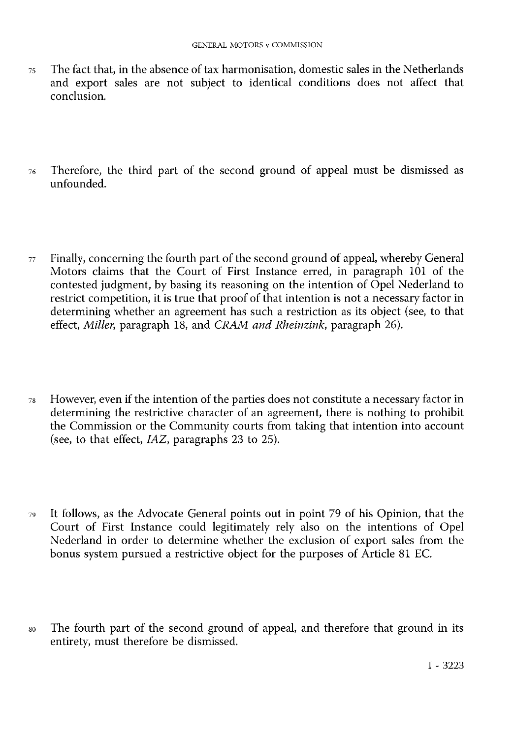75 The fact that, in the absence of tax harmonisation, domestic sales in the Netherlands and export sales are not subject to identical conditions does not affect that conclusion.

76 Therefore, the third part of the second ground of appeal must be dismissed as unfounded.

77 Finally, concerning the fourth part of the second ground of appeal, whereby General Motors claims that the Court of First Instance erred, in paragraph 101 of the contested judgment, by basing its reasoning on the intention of Opel Nederland to restrict competition, it is true that proof of that intention is not a necessary factor in determining whether an agreement has such a restriction as its object (see, to that effect, *Miller*, paragraph 18, and *CRAM and Rheinzink*, paragraph 26).

78 However, even if the intention of the parties does not constitute a necessary factor in determining the restrictive character of an agreement, there is nothing to prohibit the Commission or the Community courts from taking that intention into account (see, to that effect, *IAZ*, paragraphs 23 to 25).

79 It follows, as the Advocate General points out in point 79 of his Opinion, that the Court of First Instance could legitimately rely also on the intentions of Opel Nederland in order to determine whether the exclusion of export sales from the bonus system pursued a restrictive object for the purposes of Article 81 EC.

80 The fourth part of the second ground of appeal, and therefore that ground in its entirety, must therefore be dismissed.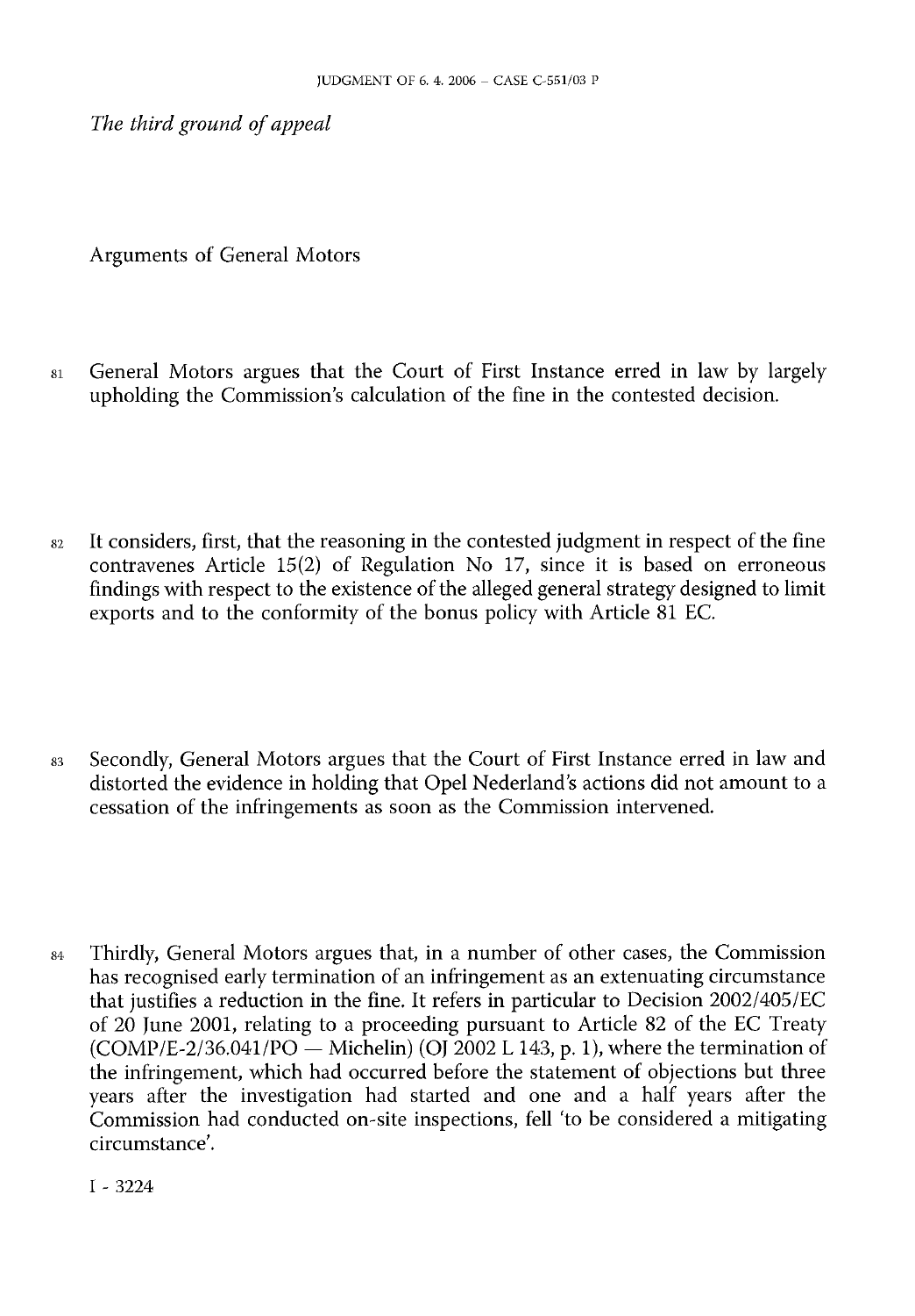*The third ground of appeal*

Arguments of General Motors

81 General Motors argues that the Court of First Instance erred in law by largely upholding the Commission's calculation of the fine in the contested decision.

82 It considers, first, that the reasoning in the contested judgment in respect of the fine contravenes Article 15(2) of Regulation No 17, since it is based on erroneous findings with respect to the existence of the alleged general strategy designed to limit exports and to the conformity of the bonus policy with Article 81 EC.

83 Secondly, General Motors argues that the Court of First Instance erred in law and distorted the evidence in holding that Opel Nederland's actions did not amount to a cessation of the infringements as soon as the Commission intervened.

84 Thirdly, General Motors argues that, in a number of other cases, the Commission has recognised early termination of an infringement as an extenuating circumstance that justifies a reduction in the fine. It refers in particular to Decision 2002/405/EC of 20 June 2001, relating to a proceeding pursuant to Article 82 of the EC Treaty (COMP/E-2/36.041/PO — Michelin) (OJ 2002 L 143, p. 1), where the termination of the infringement, which had occurred before the statement of objections but three years after the investigation had started and one and a half years after the Commission had conducted on-site inspections, fell 'to be considered a mitigating circumstance'.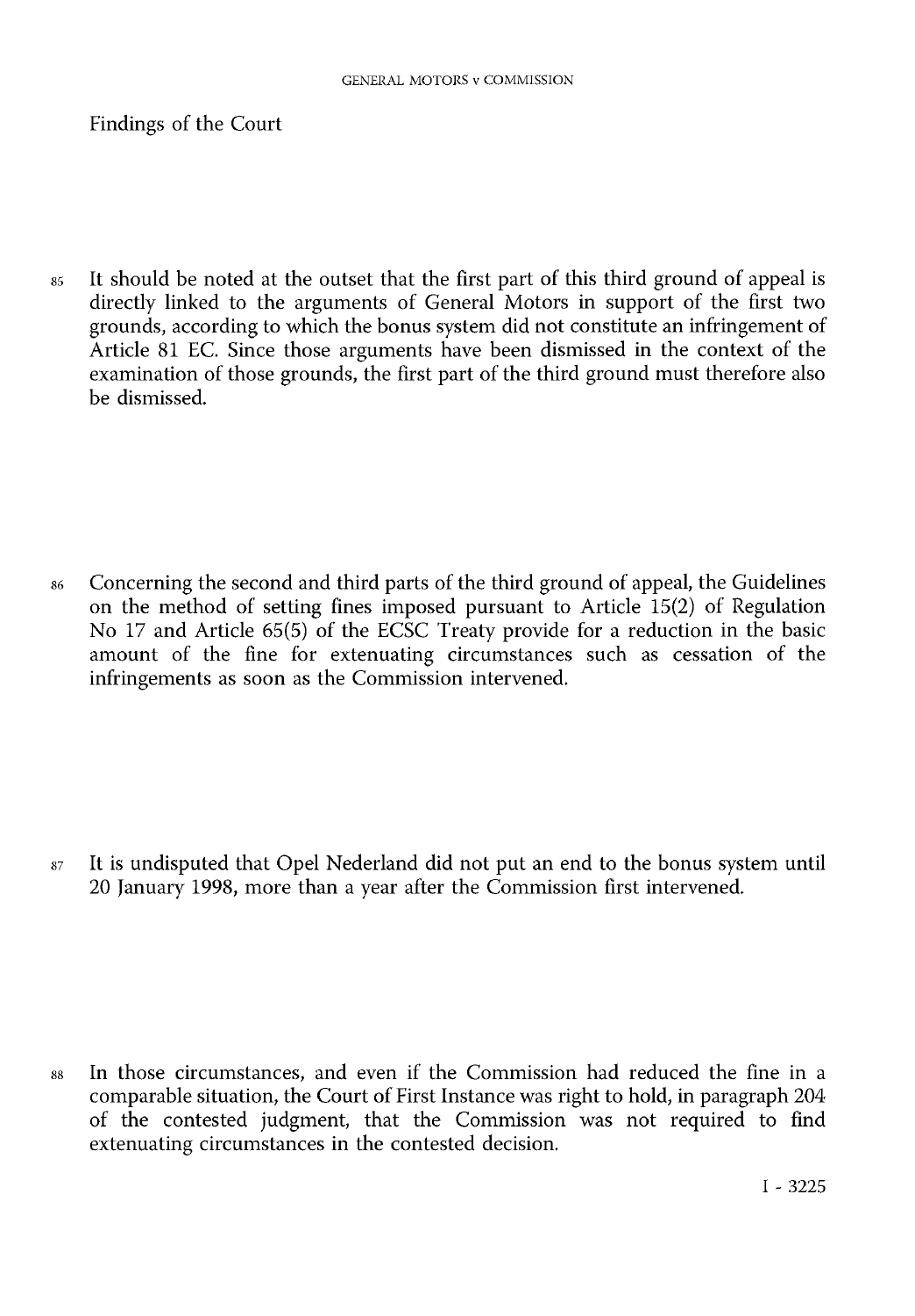Findings of the Court

85 It should be noted at the outset that the first part of this third ground of appeal is directly linked to the arguments of General Motors in support of the first two grounds, according to which the bonus system did not constitute an infringement of Article 81 EC. Since those arguments have been dismissed in the context of the examination of those grounds, the first part of the third ground must therefore also be dismissed.

86 Concerning the second and third parts of the third ground of appeal, the Guidelines on the method of setting fines imposed pursuant to Article 15(2) of Regulation No 17 and Article 65(5) of the ECSC Treaty provide for a reduction in the basic amount of the fine for extenuating circumstances such as cessation of the infringements as soon as the Commission intervened.

87 It is undisputed that Opel Nederland did not put an end to the bonus system until 20 January 1998, more than a year after the Commission first intervened.

88 In those circumstances, and even if the Commission had reduced the fine in a comparable situation, the Court of First Instance was right to hold, in paragraph 204 of the contested judgment, that the Commission was not required to find extenuating circumstances in the contested decision.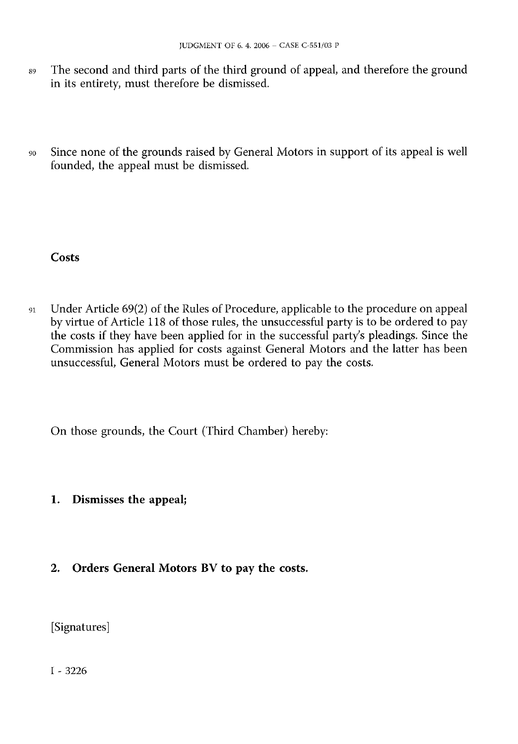89 The second and third parts of the third ground of appeal, and therefore the ground in its entirety, must therefore be dismissed.

90 Since none of the grounds raised by General Motors in support of its appeal is well founded, the appeal must be dismissed.

## Costs

91 Under Article 69(2) of the Rules of Procedure, applicable to the procedure on appeal by virtue of Article 118 of those rules, the unsuccessful party is to be ordered to pay the costs if they have been applied for in the successful party's pleadings. Since the Commission has applied for costs against General Motors and the latter has been unsuccessful, General Motors must be ordered to pay the costs.

On those grounds, the Court (Third Chamber) hereby:

1. **Dismisses the appeal;**

2. **Orders General Motors BV to pay the costs.**

[Signatures]